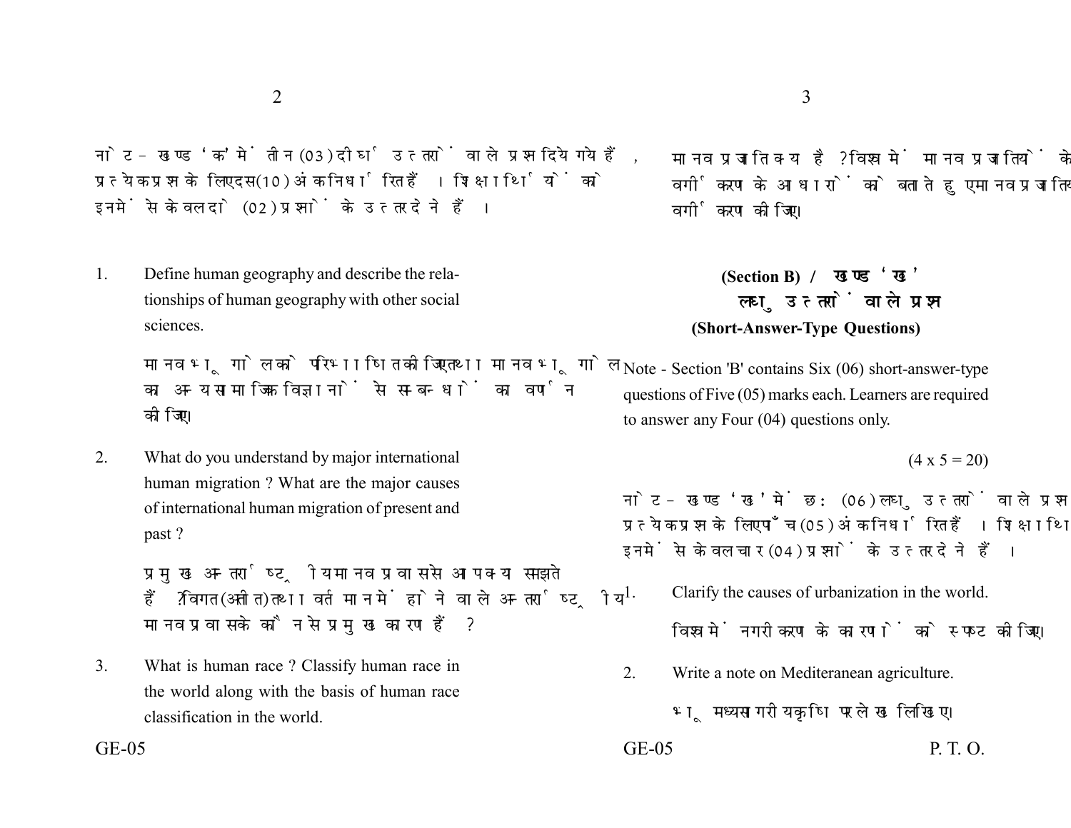नोट - खण्ड 'क' में तीन (03) दीर्घ उत्तरों वाले प्रश्न दिये गये हैं, प्रत्येक प्रश्न के लिए दस (10) अंक निर्धारित हैं। शिक्षार्थियों को इनमें से केवल दो (02) प्रश्नों के उत्तर देने हैं।

1. Define human geography and describe the relationships of human geography with other social sciences.

   मानव भूगोल को परिभाषित कीजिए तथा मानव भूगोल का अन्य सामाजिक विज्ञानों से सम्बन्धों का वर्णन कीजिए।

2. What do you understand by major international human migration ? What are the major causes of international human migration of present and past ?

   प्रमुख अन्तर्राष्ट्रीय मानव प्रवास से आप क्या समझते हैं ? विगत (अतीत) तथा वर्तमान में होने वाले अन्तर्राष्ट्रीय मानव प्रवास के कौन से प्रमुख कारण हैं ?

3. What is human race ? Classify human race in the world along with the basis of human race classification in the world.

   मानव प्रजाति क्या है ? विश्व में मानव प्रजातियों के वर्गीकरण के आधारों को बताते हुए मानव प्रजाति वर्गीकरण कीजिए।

## (Section B) / खण्ड 'ख'

### लघु उत्तरों वाले प्रश्न

### (Short-Answer-Type Questions)

Note - Section 'B' contains Six (06) short-answer-type questions of Five (05) marks each. Learners are required to answer any Four (04) questions only.

(4 x 5 = 20)

नोट - खण्ड 'ख' में छः (06) लघु उत्तरों वाले प्रश्न प्रत्येक प्रश्न के लिए पाँच (05) अंक निर्धारित हैं। शिक्षार्थि इनमें से केवल चार (04) प्रश्नों के उत्तर देने हैं।

1. Clarify the causes of urbanization in the world.

   विश्व में नगरीकरण के कारणों को स्पष्ट कीजिए।

2. Write a note on Mediteranean agriculture.

   भूमध्यसागरीय कृषि पर लेख लिखिए।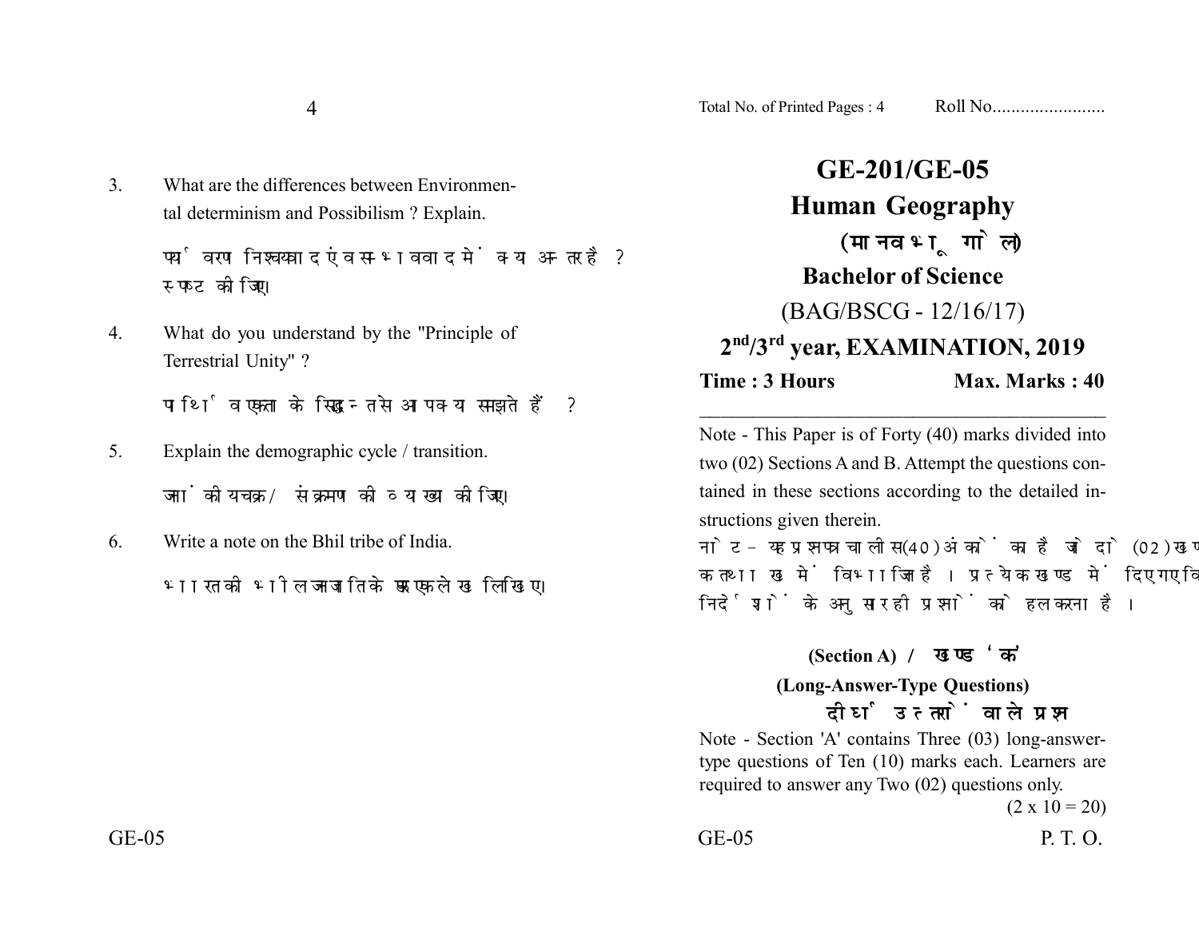3. What are the differences between Environmental determinism and Possibilism ? Explain.

पर्यावरण निश्चयवाद एवं सम्भाववाद में क्या अन्तर है ? स्पष्ट कीजिए।

4. What do you understand by the "Principle of Terrestrial Unity" ?

पार्थिव एकता के सिद्धान्त से आप क्या समझते हैं ?

5. Explain the demographic cycle / transition.

जनांकिकीय चक्र / संक्रमण की व्याख्या कीजिए।

6. Write a note on the Bhil tribe of India.

भारत की भील जनजाति के ऊपर एक लेख लिखिए।

Total No. of Printed Pages : 4 Roll No.......................

# GE-201/GE-05

# Human Geography

## (मानव भूगोल)

## Bachelor of Science

(BAG/BSCG - 12/16/17)

## 2nd/3rd year, EXAMINATION, 2019

**Time : 3 Hours** **Max. Marks : 40**

---

Note - This Paper is of Forty (40) marks divided into two (02) Sections A and B. Attempt the questions contained in these sections according to the detailed instructions given therein.

नोट - यह प्रश्नपत्र चालीस (40) अंकों का है जो दो (02) खण्डों क तथा ख में विभाजित है। प्रत्येक खण्ड में दिए गए विस्तृत निर्देशों के अनुसार ही प्रश्नों को हल करना है।

### (Section A) / खण्ड 'क'

### (Long-Answer-Type Questions)

### दीर्घ उत्तरों वाले प्रश्न

Note - Section 'A' contains Three (03) long-answer-type questions of Ten (10) marks each. Learners are required to answer any Two (02) questions only.

(2 x 10 = 20)